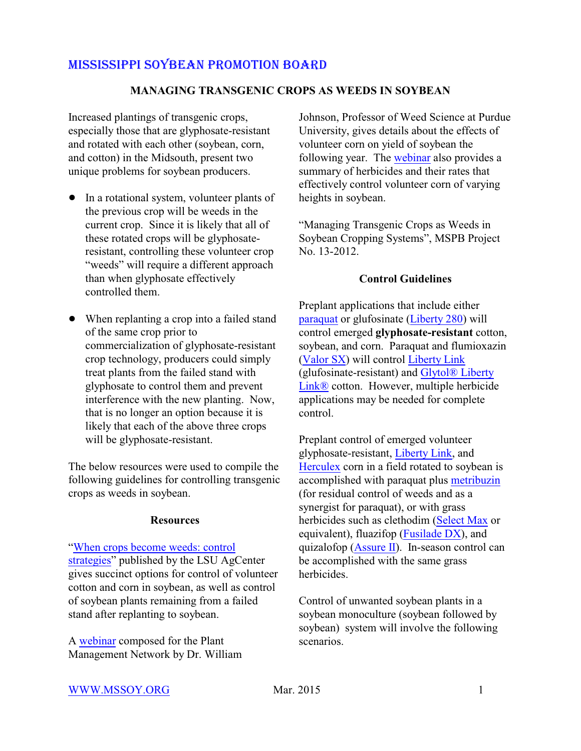# MISSISSIPPI SOYBEAN PROMOTION BOARD

## MANAGING TRANSGENIC CROPS AS WEEDS IN SOYBEAN

Increased plantings of transgenic crops, especially those that are glyphosate-resistant and rotated with each other (soybean, corn, and cotton) in the Midsouth, present two unique problems for soybean producers.

- In a rotational system, volunteer plants of the previous crop will be weeds in the current crop. Since it is likely that all of these rotated crops will be glyphosate-resistant, controlling these volunteer crop "weeds" will require a different approach than when glyphosate effectively controlled them.
- When replanting a crop into a failed stand of the same crop prior to commercialization of glyphosate-resistant crop technology, producers could simply treat plants from the failed stand with glyphosate to control them and prevent interference with the new planting. Now, that is no longer an option because it is likely that each of the above three crops will be glyphosate-resistant.

The below resources were used to compile the following guidelines for controlling transgenic crops as weeds in soybean.

### Resources

"When crops become weeds: control strategies" published by the LSU AgCenter gives succinct options for control of volunteer cotton and corn in soybean, as well as control of soybean plants remaining from a failed stand after replanting to soybean.

A webinar composed for the Plant Management Network by Dr. William Johnson, Professor of Weed Science at Purdue University, gives details about the effects of volunteer corn on yield of soybean the following year. The webinar also provides a summary of herbicides and their rates that effectively control volunteer corn of varying heights in soybean.

"Managing Transgenic Crops as Weeds in Soybean Cropping Systems", MSPB Project No. 13-2012.

### Control Guidelines

Preplant applications that include either paraquat or glufosinate (Liberty 280) will control emerged **glyphosate-resistant** cotton, soybean, and corn. Paraquat and flumioxazin (Valor SX) will control Liberty Link (glufosinate-resistant) and Glytol® Liberty Link® cotton. However, multiple herbicide applications may be needed for complete control.

Preplant control of emerged volunteer glyphosate-resistant, Liberty Link, and Herculex corn in a field rotated to soybean is accomplished with paraquat plus metribuzin (for residual control of weeds and as a synergist for paraquat), or with grass herbicides such as clethodim (Select Max or equivalent), fluazifop (Fusilade DX), and quizalofop (Assure II). In-season control can be accomplished with the same grass herbicides.

Control of unwanted soybean plants in a soybean monoculture (soybean followed by soybean) system will involve the following scenarios.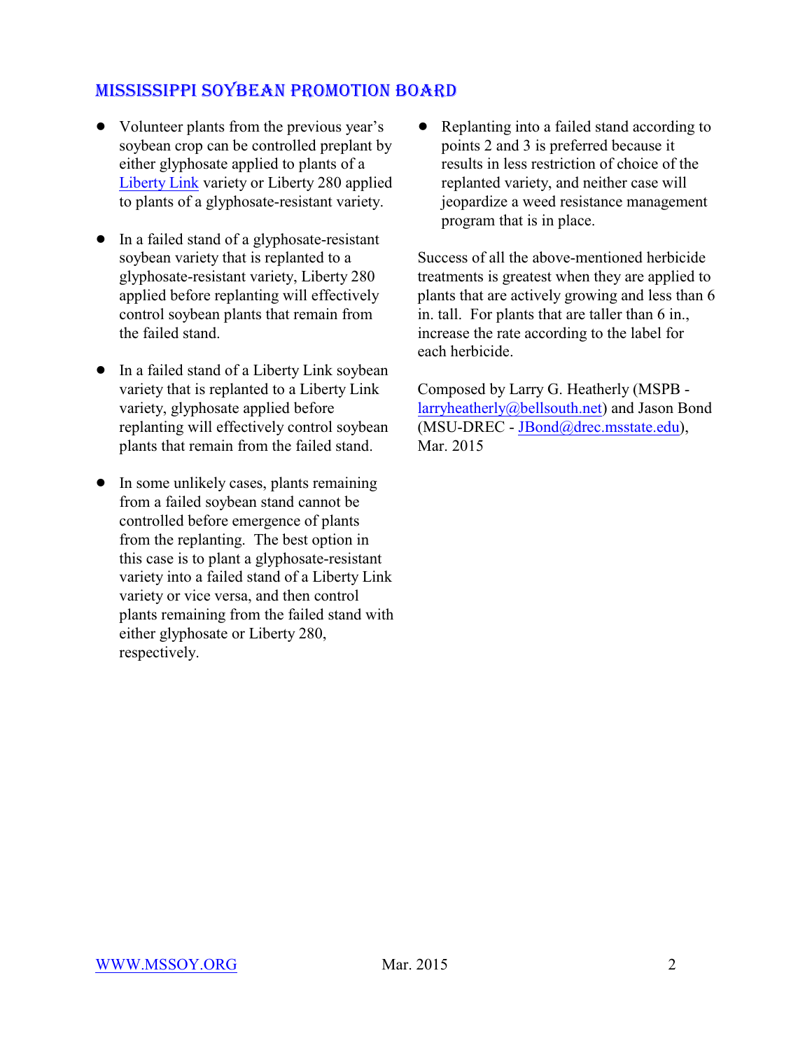## MISSISSIPPI SOYBEAN PROMOTION BOARD

- Volunteer plants from the previous year's soybean crop can be controlled preplant by either glyphosate applied to plants of a Liberty Link variety or Liberty 280 applied to plants of a glyphosate-resistant variety.

- In a failed stand of a glyphosate-resistant soybean variety that is replanted to a glyphosate-resistant variety, Liberty 280 applied before replanting will effectively control soybean plants that remain from the failed stand.

- In a failed stand of a Liberty Link soybean variety that is replanted to a Liberty Link variety, glyphosate applied before replanting will effectively control soybean plants that remain from the failed stand.

- In some unlikely cases, plants remaining from a failed soybean stand cannot be controlled before emergence of plants from the replanting. The best option in this case is to plant a glyphosate-resistant variety into a failed stand of a Liberty Link variety or vice versa, and then control plants remaining from the failed stand with either glyphosate or Liberty 280, respectively.

- Replanting into a failed stand according to points 2 and 3 is preferred because it results in less restriction of choice of the replanted variety, and neither case will jeopardize a weed resistance management program that is in place.

Success of all the above-mentioned herbicide treatments is greatest when they are applied to plants that are actively growing and less than 6 in. tall. For plants that are taller than 6 in., increase the rate according to the label for each herbicide.

Composed by Larry G. Heatherly (MSPB - larryheatherly@bellsouth.net) and Jason Bond (MSU-DREC - JBond@drec.msstate.edu), Mar. 2015